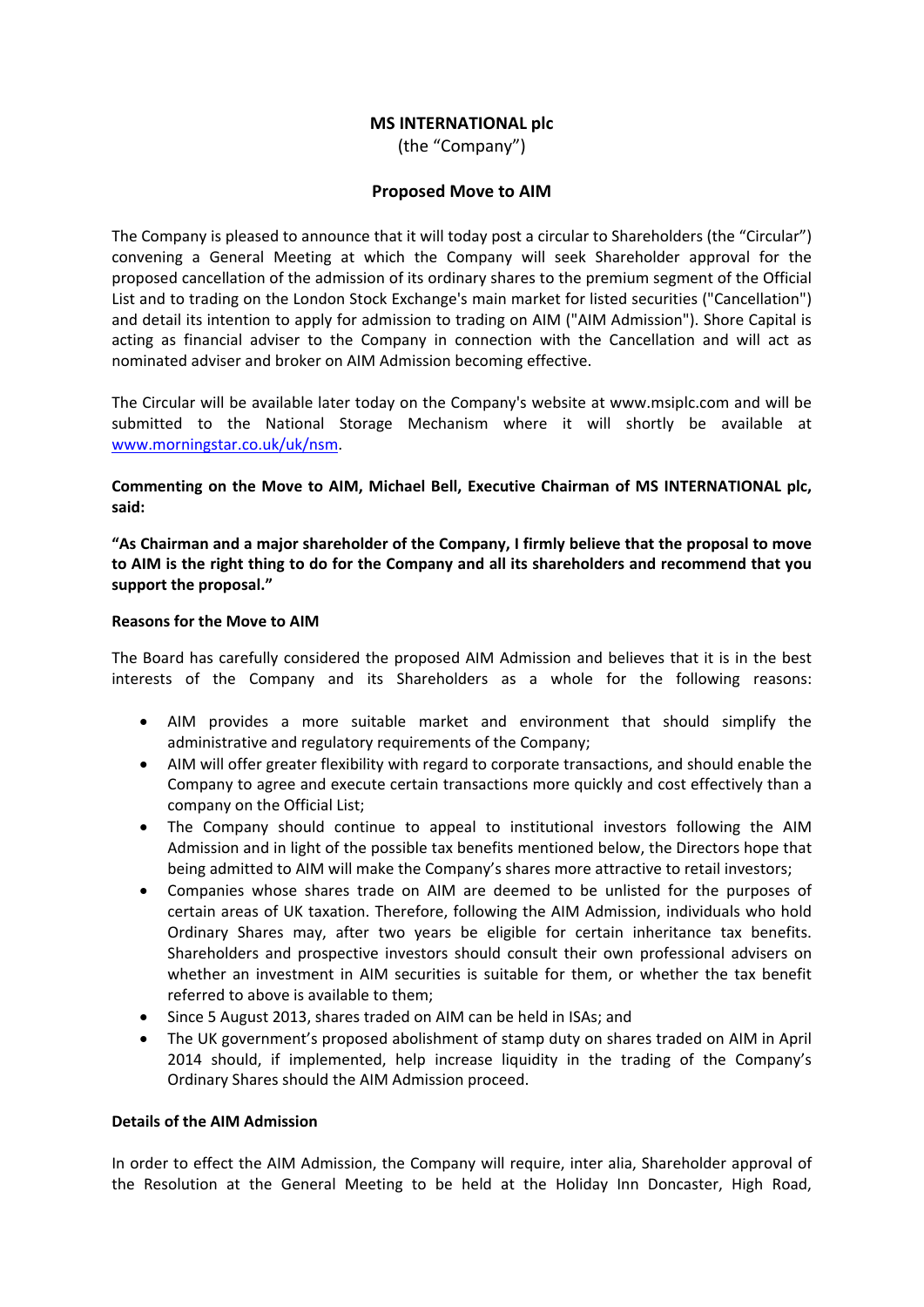# MS INTERNATIONAL plc

(the "Company")

## Proposed Move to AIM

The Company is pleased to announce that it will today post a circular to Shareholders (the "Circular") convening a General Meeting at which the Company will seek Shareholder approval for the proposed cancellation of the admission of its ordinary shares to the premium segment of the Official List and to trading on the London Stock Exchange's main market for listed securities ("Cancellation") and detail its intention to apply for admission to trading on AIM ("AIM Admission"). Shore Capital is acting as financial adviser to the Company in connection with the Cancellation and will act as nominated adviser and broker on AIM Admission becoming effective.

The Circular will be available later today on the Company's website at www.msiplc.com and will be submitted to the National Storage Mechanism where it will shortly be available at www.morningstar.co.uk/uk/nsm.

**Commenting on the Move to AIM, Michael Bell, Executive Chairman of MS INTERNATIONAL plc, said:**

**"As Chairman and a major shareholder of the Company, I firmly believe that the proposal to move to AIM is the right thing to do for the Company and all its shareholders and recommend that you support the proposal."**

**Reasons for the Move to AIM**

The Board has carefully considered the proposed AIM Admission and believes that it is in the best interests of the Company and its Shareholders as a whole for the following reasons:

- AIM provides a more suitable market and environment that should simplify the administrative and regulatory requirements of the Company;
- AIM will offer greater flexibility with regard to corporate transactions, and should enable the Company to agree and execute certain transactions more quickly and cost effectively than a company on the Official List;
- The Company should continue to appeal to institutional investors following the AIM Admission and in light of the possible tax benefits mentioned below, the Directors hope that being admitted to AIM will make the Company's shares more attractive to retail investors;
- Companies whose shares trade on AIM are deemed to be unlisted for the purposes of certain areas of UK taxation. Therefore, following the AIM Admission, individuals who hold Ordinary Shares may, after two years be eligible for certain inheritance tax benefits. Shareholders and prospective investors should consult their own professional advisers on whether an investment in AIM securities is suitable for them, or whether the tax benefit referred to above is available to them;
- Since 5 August 2013, shares traded on AIM can be held in ISAs; and
- The UK government's proposed abolishment of stamp duty on shares traded on AIM in April 2014 should, if implemented, help increase liquidity in the trading of the Company's Ordinary Shares should the AIM Admission proceed.

**Details of the AIM Admission**

In order to effect the AIM Admission, the Company will require, inter alia, Shareholder approval of the Resolution at the General Meeting to be held at the Holiday Inn Doncaster, High Road,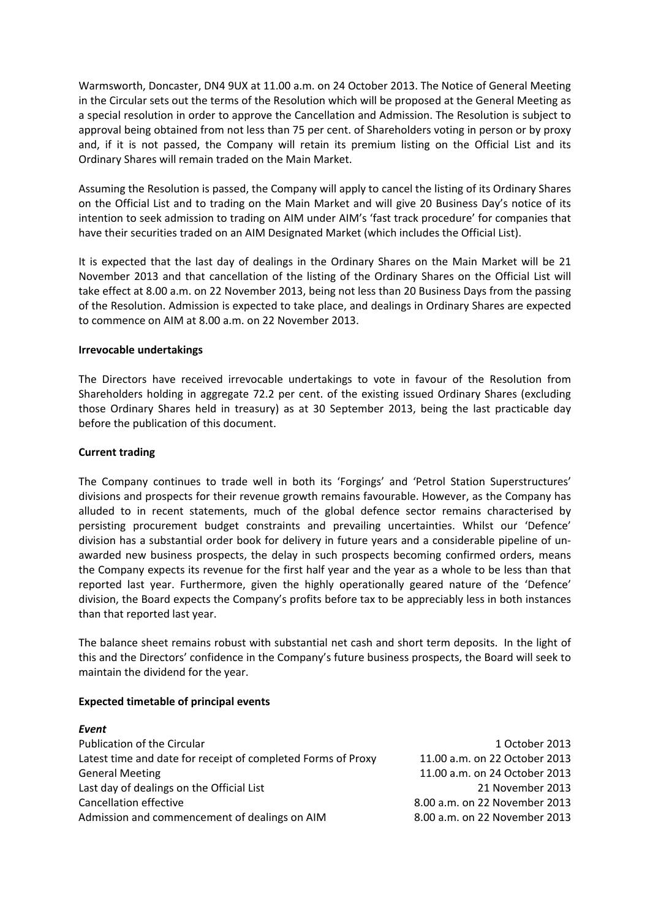Warmsworth, Doncaster, DN4 9UX at 11.00 a.m. on 24 October 2013. The Notice of General Meeting in the Circular sets out the terms of the Resolution which will be proposed at the General Meeting as a special resolution in order to approve the Cancellation and Admission. The Resolution is subject to approval being obtained from not less than 75 per cent. of Shareholders voting in person or by proxy and, if it is not passed, the Company will retain its premium listing on the Official List and its Ordinary Shares will remain traded on the Main Market.

Assuming the Resolution is passed, the Company will apply to cancel the listing of its Ordinary Shares on the Official List and to trading on the Main Market and will give 20 Business Day's notice of its intention to seek admission to trading on AIM under AIM's 'fast track procedure' for companies that have their securities traded on an AIM Designated Market (which includes the Official List).

It is expected that the last day of dealings in the Ordinary Shares on the Main Market will be 21 November 2013 and that cancellation of the listing of the Ordinary Shares on the Official List will take effect at 8.00 a.m. on 22 November 2013, being not less than 20 Business Days from the passing of the Resolution. Admission is expected to take place, and dealings in Ordinary Shares are expected to commence on AIM at 8.00 a.m. on 22 November 2013.

**Irrevocable undertakings**

The Directors have received irrevocable undertakings to vote in favour of the Resolution from Shareholders holding in aggregate 72.2 per cent. of the existing issued Ordinary Shares (excluding those Ordinary Shares held in treasury) as at 30 September 2013, being the last practicable day before the publication of this document.

**Current trading**

The Company continues to trade well in both its 'Forgings' and 'Petrol Station Superstructures' divisions and prospects for their revenue growth remains favourable. However, as the Company has alluded to in recent statements, much of the global defence sector remains characterised by persisting procurement budget constraints and prevailing uncertainties. Whilst our 'Defence' division has a substantial order book for delivery in future years and a considerable pipeline of un-awarded new business prospects, the delay in such prospects becoming confirmed orders, means the Company expects its revenue for the first half year and the year as a whole to be less than that reported last year. Furthermore, given the highly operationally geared nature of the 'Defence' division, the Board expects the Company's profits before tax to be appreciably less in both instances than that reported last year.

The balance sheet remains robust with substantial net cash and short term deposits. In the light of this and the Directors' confidence in the Company's future business prospects, the Board will seek to maintain the dividend for the year.

**Expected timetable of principal events**

| ***Event*** | |
|---|---|
| Publication of the Circular | 1 October 2013 |
| Latest time and date for receipt of completed Forms of Proxy | 11.00 a.m. on 22 October 2013 |
| General Meeting | 11.00 a.m. on 24 October 2013 |
| Last day of dealings on the Official List | 21 November 2013 |
| Cancellation effective | 8.00 a.m. on 22 November 2013 |
| Admission and commencement of dealings on AIM | 8.00 a.m. on 22 November 2013 |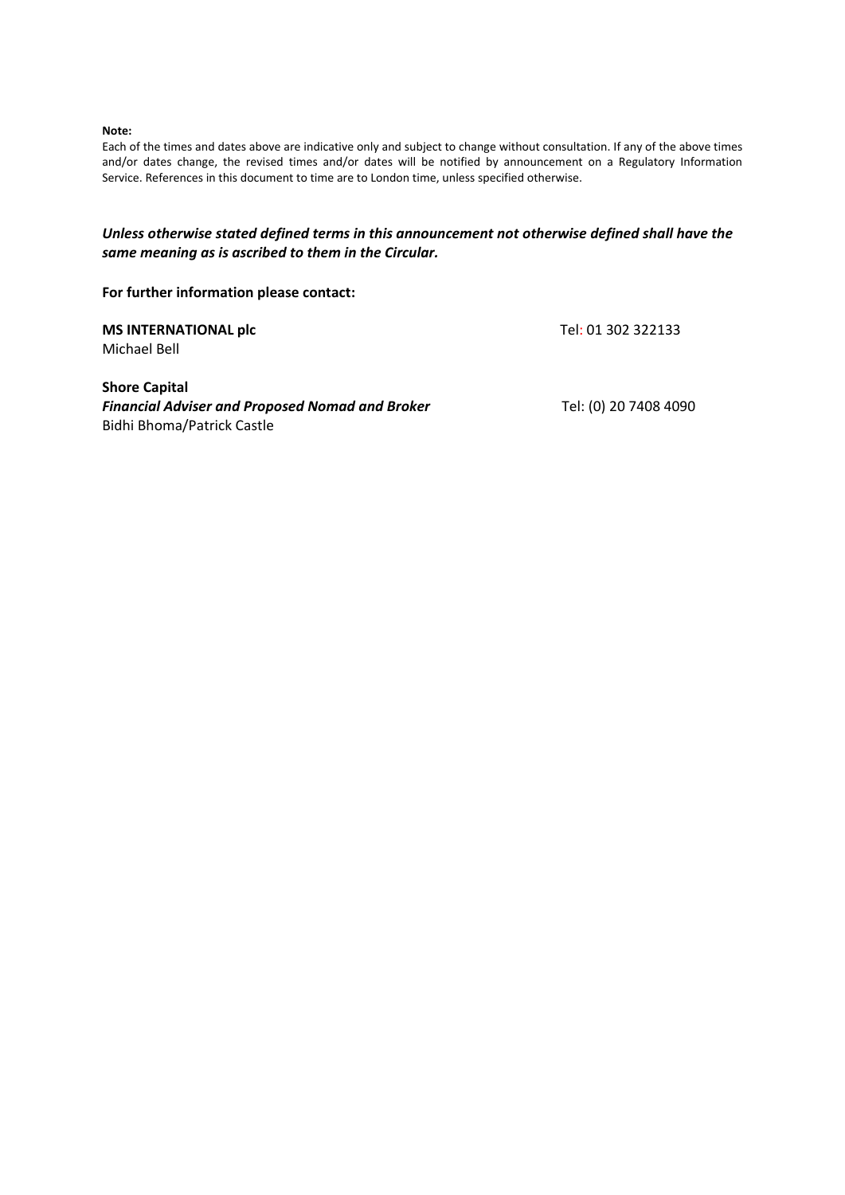**Note:**

Each of the times and dates above are indicative only and subject to change without consultation. If any of the above times and/or dates change, the revised times and/or dates will be notified by announcement on a Regulatory Information Service. References in this document to time are to London time, unless specified otherwise.

***Unless otherwise stated defined terms in this announcement not otherwise defined shall have the same meaning as is ascribed to them in the Circular.***

**For further information please contact:**

| | |
|---|---|
| **MS INTERNATIONAL plc**<br>Michael Bell | Tel: 01 302 322133 |
| **Shore Capital**<br>***Financial Adviser and Proposed Nomad and Broker***<br>Bidhi Bhoma/Patrick Castle | Tel: (0) 20 7408 4090 |